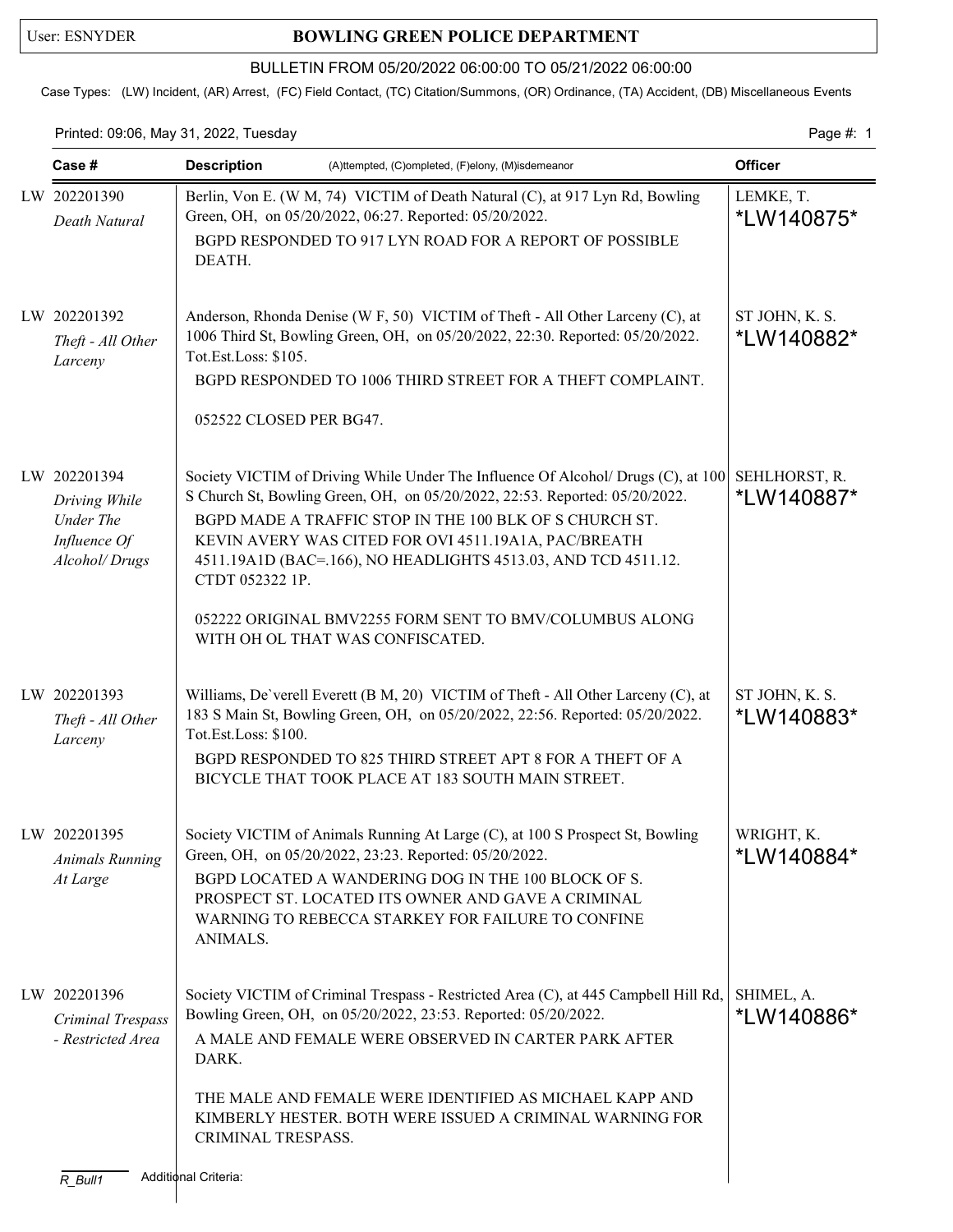User: ESNYDER

# BOWLING GREEN POLICE DEPARTMENT

BULLETIN FROM 05/20/2022 06:00:00 TO 05/21/2022 06:00:00

Case Types: (LW) Incident, (AR) Arrest, (FC) Field Contact, (TC) Citation/Summons, (OR) Ordinance, (TA) Accident, (DB) Miscellaneous Events

Printed: 09:06, May 31, 2022, Tuesday

| Case # | Description (A)ttempted, (C)ompleted, (F)elony, (M)isdemeanor | Officer |
|---|---|---|
| LW 202201390 *Death Natural* | Berlin, Von E. (W M, 74) VICTIM of Death Natural (C), at 917 Lyn Rd, Bowling Green, OH, on 05/20/2022, 06:27. Reported: 05/20/2022.<br>BGPD RESPONDED TO 917 LYN ROAD FOR A REPORT OF POSSIBLE DEATH. | LEMKE, T. *LW140875* |
| LW 202201392 *Theft - All Other Larceny* | Anderson, Rhonda Denise (W F, 50) VICTIM of Theft - All Other Larceny (C), at 1006 Third St, Bowling Green, OH, on 05/20/2022, 22:30. Reported: 05/20/2022. Tot.Est.Loss: $105.<br>BGPD RESPONDED TO 1006 THIRD STREET FOR A THEFT COMPLAINT.<br>052522 CLOSED PER BG47. | ST JOHN, K. S. *LW140882* |
| LW 202201394 *Driving While Under The Influence Of Alcohol/ Drugs* | Society VICTIM of Driving While Under The Influence Of Alcohol/ Drugs (C), at 100 S Church St, Bowling Green, OH, on 05/20/2022, 22:53. Reported: 05/20/2022.<br>BGPD MADE A TRAFFIC STOP IN THE 100 BLK OF S CHURCH ST. KEVIN AVERY WAS CITED FOR OVI 4511.19A1A, PAC/BREATH 4511.19A1D (BAC=.166), NO HEADLIGHTS 4513.03, AND TCD 4511.12. CTDT 052322 1P.<br>052222 ORIGINAL BMV2255 FORM SENT TO BMV/COLUMBUS ALONG WITH OH OL THAT WAS CONFISCATED. | SEHLHORST, R. *LW140887* |
| LW 202201393 *Theft - All Other Larceny* | Williams, De`verell Everett (B M, 20) VICTIM of Theft - All Other Larceny (C), at 183 S Main St, Bowling Green, OH, on 05/20/2022, 22:56. Reported: 05/20/2022. Tot.Est.Loss: $100.<br>BGPD RESPONDED TO 825 THIRD STREET APT 8 FOR A THEFT OF A BICYCLE THAT TOOK PLACE AT 183 SOUTH MAIN STREET. | ST JOHN, K. S. *LW140883* |
| LW 202201395 *Animals Running At Large* | Society VICTIM of Animals Running At Large (C), at 100 S Prospect St, Bowling Green, OH, on 05/20/2022, 23:23. Reported: 05/20/2022.<br>BGPD LOCATED A WANDERING DOG IN THE 100 BLOCK OF S. PROSPECT ST. LOCATED ITS OWNER AND GAVE A CRIMINAL WARNING TO REBECCA STARKEY FOR FAILURE TO CONFINE ANIMALS. | WRIGHT, K. *LW140884* |
| LW 202201396 *Criminal Trespass - Restricted Area* | Society VICTIM of Criminal Trespass - Restricted Area (C), at 445 Campbell Hill Rd, Bowling Green, OH, on 05/20/2022, 23:53. Reported: 05/20/2022.<br>A MALE AND FEMALE WERE OBSERVED IN CARTER PARK AFTER DARK.<br>THE MALE AND FEMALE WERE IDENTIFIED AS MICHAEL KAPP AND KIMBERLY HESTER. BOTH WERE ISSUED A CRIMINAL WARNING FOR CRIMINAL TRESPASS. | SHIMEL, A. *LW140886* |

R_Bull1 Additional Criteria: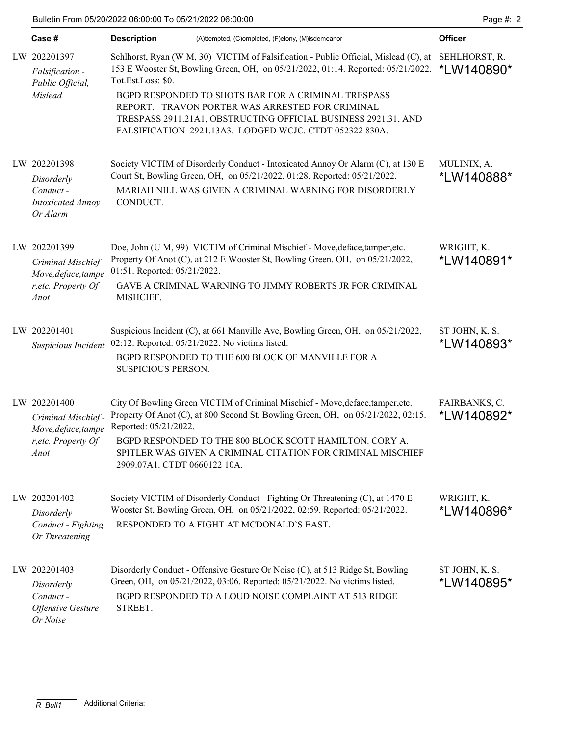| Case # | Description (A)ttempted, (C)ompleted, (F)elony, (M)isdemeanor | Officer |
|---|---|---|
| LW 202201397 *Falsification - Public Official, Mislead* | Sehlhorst, Ryan (W M, 30) VICTIM of Falsification - Public Official, Mislead (C), at 153 E Wooster St, Bowling Green, OH, on 05/21/2022, 01:14. Reported: 05/21/2022. Tot.Est.Loss: $0. BGPD RESPONDED TO SHOTS BAR FOR A CRIMINAL TRESPASS REPORT. TRAVON PORTER WAS ARRESTED FOR CRIMINAL TRESPASS 2911.21A1, OBSTRUCTING OFFICIAL BUSINESS 2921.31, AND FALSIFICATION 2921.13A3. LODGED WCJC. CTDT 052322 830A. | SEHLHORST, R. *LW140890* |
| LW 202201398 *Disorderly Conduct - Intoxicated Annoy Or Alarm* | Society VICTIM of Disorderly Conduct - Intoxicated Annoy Or Alarm (C), at 130 E Court St, Bowling Green, OH, on 05/21/2022, 01:28. Reported: 05/21/2022. MARIAH NILL WAS GIVEN A CRIMINAL WARNING FOR DISORDERLY CONDUCT. | MULINIX, A. *LW140888* |
| LW 202201399 *Criminal Mischief - Move,deface,tamper,etc. Property Of Anot* | Doe, John (U M, 99) VICTIM of Criminal Mischief - Move,deface,tamper,etc. Property Of Anot (C), at 212 E Wooster St, Bowling Green, OH, on 05/21/2022, 01:51. Reported: 05/21/2022. GAVE A CRIMINAL WARNING TO JIMMY ROBERTS JR FOR CRIMINAL MISHCIEF. | WRIGHT, K. *LW140891* |
| LW 202201401 *Suspicious Incident* | Suspicious Incident (C), at 661 Manville Ave, Bowling Green, OH, on 05/21/2022, 02:12. Reported: 05/21/2022. No victims listed. BGPD RESPONDED TO THE 600 BLOCK OF MANVILLE FOR A SUSPICIOUS PERSON. | ST JOHN, K. S. *LW140893* |
| LW 202201400 *Criminal Mischief - Move,deface,tamper,etc. Property Of Anot* | City Of Bowling Green VICTIM of Criminal Mischief - Move,deface,tamper,etc. Property Of Anot (C), at 800 Second St, Bowling Green, OH, on 05/21/2022, 02:15. Reported: 05/21/2022. BGPD RESPONDED TO THE 800 BLOCK SCOTT HAMILTON. CORY A. SPITLER WAS GIVEN A CRIMINAL CITATION FOR CRIMINAL MISCHIEF 2909.07A1. CTDT 0660122 10A. | FAIRBANKS, C. *LW140892* |
| LW 202201402 *Disorderly Conduct - Fighting Or Threatening* | Society VICTIM of Disorderly Conduct - Fighting Or Threatening (C), at 1470 E Wooster St, Bowling Green, OH, on 05/21/2022, 02:59. Reported: 05/21/2022. RESPONDED TO A FIGHT AT MCDONALD`S EAST. | WRIGHT, K. *LW140896* |
| LW 202201403 *Disorderly Conduct - Offensive Gesture Or Noise* | Disorderly Conduct - Offensive Gesture Or Noise (C), at 513 Ridge St, Bowling Green, OH, on 05/21/2022, 03:06. Reported: 05/21/2022. No victims listed. BGPD RESPONDED TO A LOUD NOISE COMPLAINT AT 513 RIDGE STREET. | ST JOHN, K. S. *LW140895* |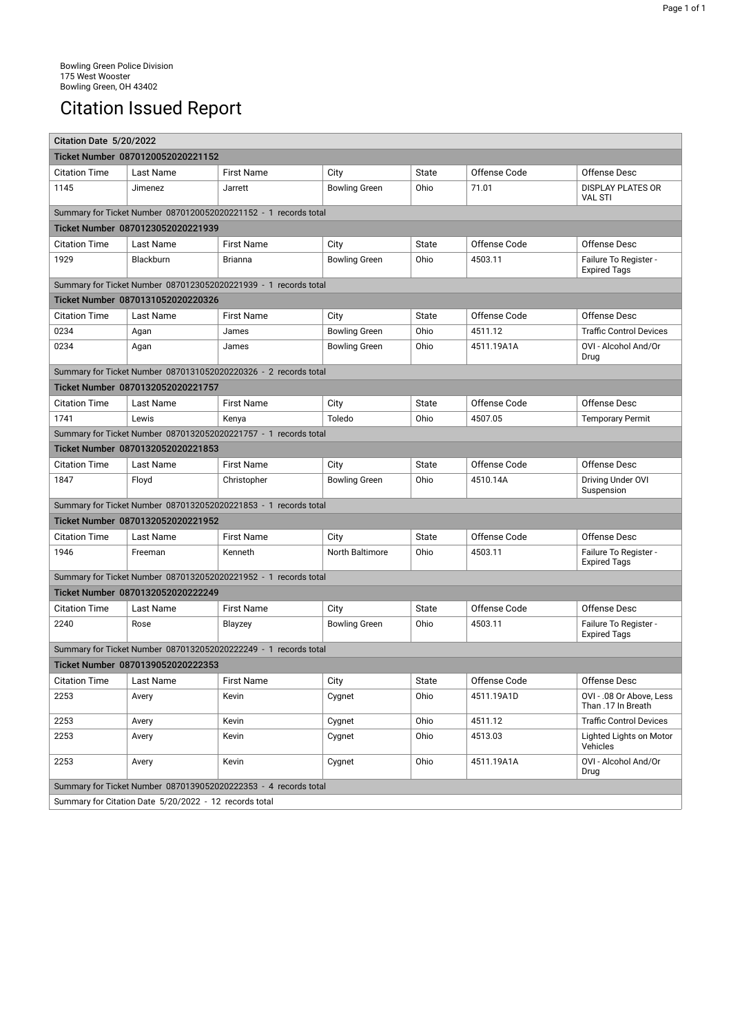Bowling Green Police Division
175 West Wooster
Bowling Green, OH 43402

# Citation Issued Report

| Citation Date 5/20/2022 | | | | | | |
|---|---|---|---|---|---|---|
| **Ticket Number 0870120052020221152** | | | | | | |
| Citation Time | Last Name | First Name | City | State | Offense Code | Offense Desc |
| 1145 | Jimenez | Jarrett | Bowling Green | Ohio | 71.01 | DISPLAY PLATES OR VAL STI |
| Summary for Ticket Number 0870120052020221152 - 1 records total | | | | | | |
| **Ticket Number 0870123052020221939** | | | | | | |
| Citation Time | Last Name | First Name | City | State | Offense Code | Offense Desc |
| 1929 | Blackburn | Brianna | Bowling Green | Ohio | 4503.11 | Failure To Register - Expired Tags |
| Summary for Ticket Number 0870123052020221939 - 1 records total | | | | | | |
| **Ticket Number 0870131052020220326** | | | | | | |
| Citation Time | Last Name | First Name | City | State | Offense Code | Offense Desc |
| 0234 | Agan | James | Bowling Green | Ohio | 4511.12 | Traffic Control Devices |
| 0234 | Agan | James | Bowling Green | Ohio | 4511.19A1A | OVI - Alcohol And/Or Drug |
| Summary for Ticket Number 0870131052020220326 - 2 records total | | | | | | |
| **Ticket Number 0870132052020221757** | | | | | | |
| Citation Time | Last Name | First Name | City | State | Offense Code | Offense Desc |
| 1741 | Lewis | Kenya | Toledo | Ohio | 4507.05 | Temporary Permit |
| Summary for Ticket Number 0870132052020221757 - 1 records total | | | | | | |
| **Ticket Number 0870132052020221853** | | | | | | |
| Citation Time | Last Name | First Name | City | State | Offense Code | Offense Desc |
| 1847 | Floyd | Christopher | Bowling Green | Ohio | 4510.14A | Driving Under OVI Suspension |
| Summary for Ticket Number 0870132052020221853 - 1 records total | | | | | | |
| **Ticket Number 0870132052020221952** | | | | | | |
| Citation Time | Last Name | First Name | City | State | Offense Code | Offense Desc |
| 1946 | Freeman | Kenneth | North Baltimore | Ohio | 4503.11 | Failure To Register - Expired Tags |
| Summary for Ticket Number 0870132052020221952 - 1 records total | | | | | | |
| **Ticket Number 0870132052020222249** | | | | | | |
| Citation Time | Last Name | First Name | City | State | Offense Code | Offense Desc |
| 2240 | Rose | Blayzey | Bowling Green | Ohio | 4503.11 | Failure To Register - Expired Tags |
| Summary for Ticket Number 0870132052020222249 - 1 records total | | | | | | |
| **Ticket Number 0870139052020222353** | | | | | | |
| Citation Time | Last Name | First Name | City | State | Offense Code | Offense Desc |
| 2253 | Avery | Kevin | Cygnet | Ohio | 4511.19A1D | OVI - .08 Or Above, Less Than .17 In Breath |
| 2253 | Avery | Kevin | Cygnet | Ohio | 4511.12 | Traffic Control Devices |
| 2253 | Avery | Kevin | Cygnet | Ohio | 4513.03 | Lighted Lights on Motor Vehicles |
| 2253 | Avery | Kevin | Cygnet | Ohio | 4511.19A1A | OVI - Alcohol And/Or Drug |
| Summary for Ticket Number 0870139052020222353 - 4 records total | | | | | | |
| Summary for Citation Date 5/20/2022 - 12 records total | | | | | | |